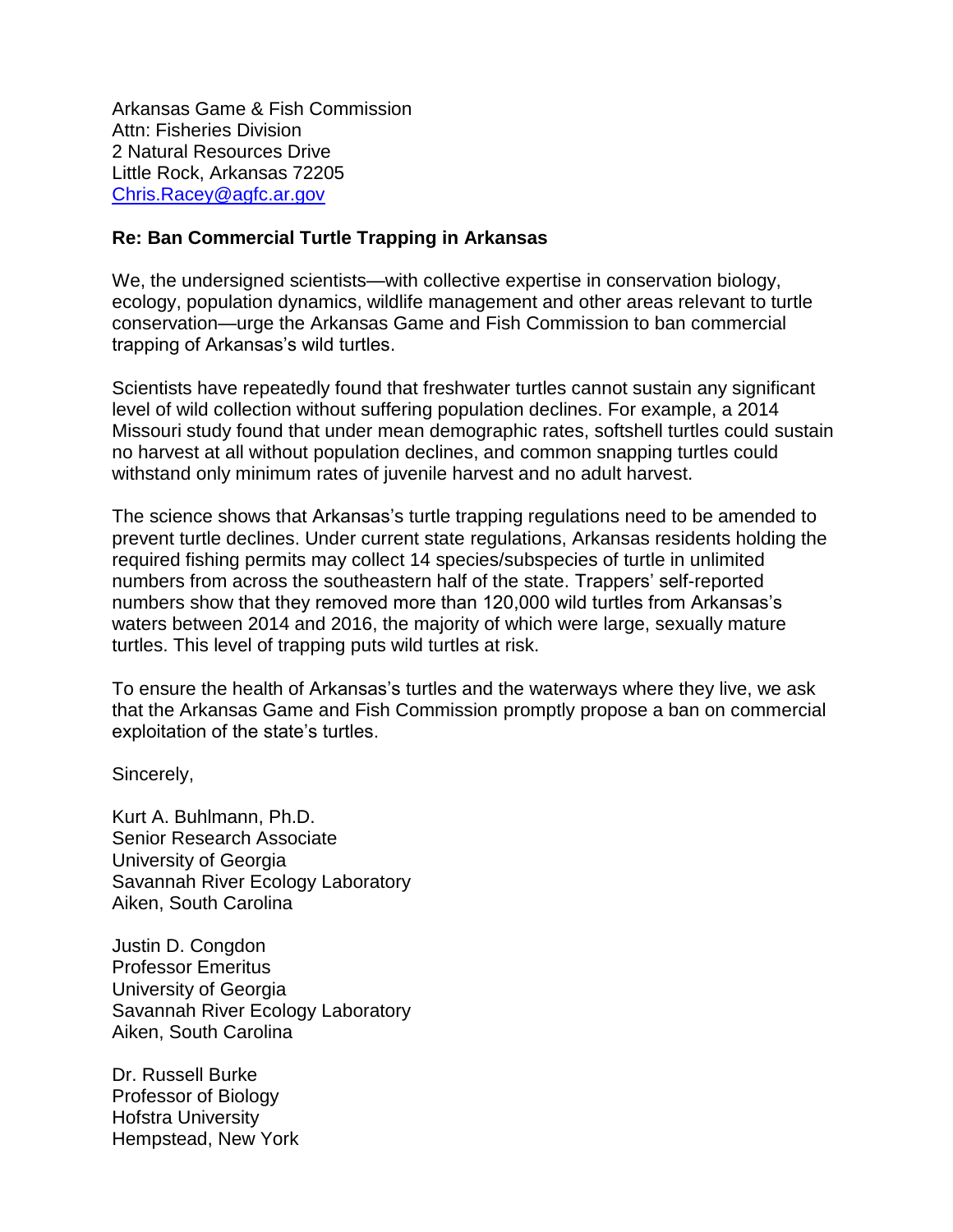Arkansas Game & Fish Commission
Attn: Fisheries Division
2 Natural Resources Drive
Little Rock, Arkansas 72205
Chris.Racey@agfc.ar.gov

**Re: Ban Commercial Turtle Trapping in Arkansas**

We, the undersigned scientists—with collective expertise in conservation biology, ecology, population dynamics, wildlife management and other areas relevant to turtle conservation—urge the Arkansas Game and Fish Commission to ban commercial trapping of Arkansas's wild turtles.

Scientists have repeatedly found that freshwater turtles cannot sustain any significant level of wild collection without suffering population declines. For example, a 2014 Missouri study found that under mean demographic rates, softshell turtles could sustain no harvest at all without population declines, and common snapping turtles could withstand only minimum rates of juvenile harvest and no adult harvest.

The science shows that Arkansas's turtle trapping regulations need to be amended to prevent turtle declines. Under current state regulations, Arkansas residents holding the required fishing permits may collect 14 species/subspecies of turtle in unlimited numbers from across the southeastern half of the state. Trappers' self-reported numbers show that they removed more than 120,000 wild turtles from Arkansas's waters between 2014 and 2016, the majority of which were large, sexually mature turtles. This level of trapping puts wild turtles at risk.

To ensure the health of Arkansas's turtles and the waterways where they live, we ask that the Arkansas Game and Fish Commission promptly propose a ban on commercial exploitation of the state's turtles.

Sincerely,

Kurt A. Buhlmann, Ph.D.
Senior Research Associate
University of Georgia
Savannah River Ecology Laboratory
Aiken, South Carolina

Justin D. Congdon
Professor Emeritus
University of Georgia
Savannah River Ecology Laboratory
Aiken, South Carolina

Dr. Russell Burke
Professor of Biology
Hofstra University
Hempstead, New York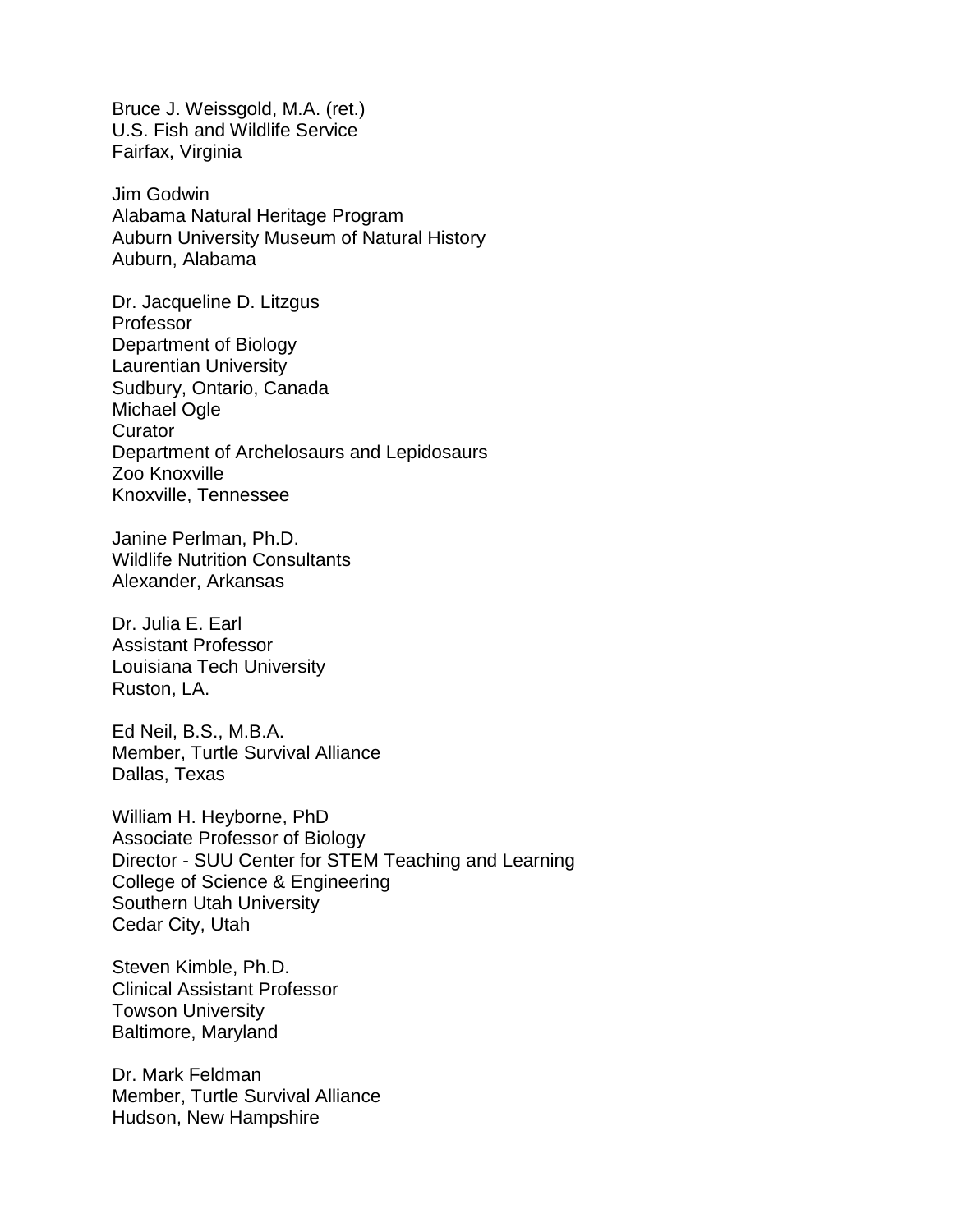Bruce J. Weissgold, M.A. (ret.)
U.S. Fish and Wildlife Service
Fairfax, Virginia

Jim Godwin
Alabama Natural Heritage Program
Auburn University Museum of Natural History
Auburn, Alabama

Dr. Jacqueline D. Litzgus
Professor
Department of Biology
Laurentian University
Sudbury, Ontario, Canada
Michael Ogle
Curator
Department of Archelosaurs and Lepidosaurs
Zoo Knoxville
Knoxville, Tennessee

Janine Perlman, Ph.D.
Wildlife Nutrition Consultants
Alexander, Arkansas

Dr. Julia E. Earl
Assistant Professor
Louisiana Tech University
Ruston, LA.

Ed Neil, B.S., M.B.A.
Member, Turtle Survival Alliance
Dallas, Texas

William H. Heyborne, PhD
Associate Professor of Biology
Director - SUU Center for STEM Teaching and Learning
College of Science & Engineering
Southern Utah University
Cedar City, Utah

Steven Kimble, Ph.D.
Clinical Assistant Professor
Towson University
Baltimore, Maryland

Dr. Mark Feldman
Member, Turtle Survival Alliance
Hudson, New Hampshire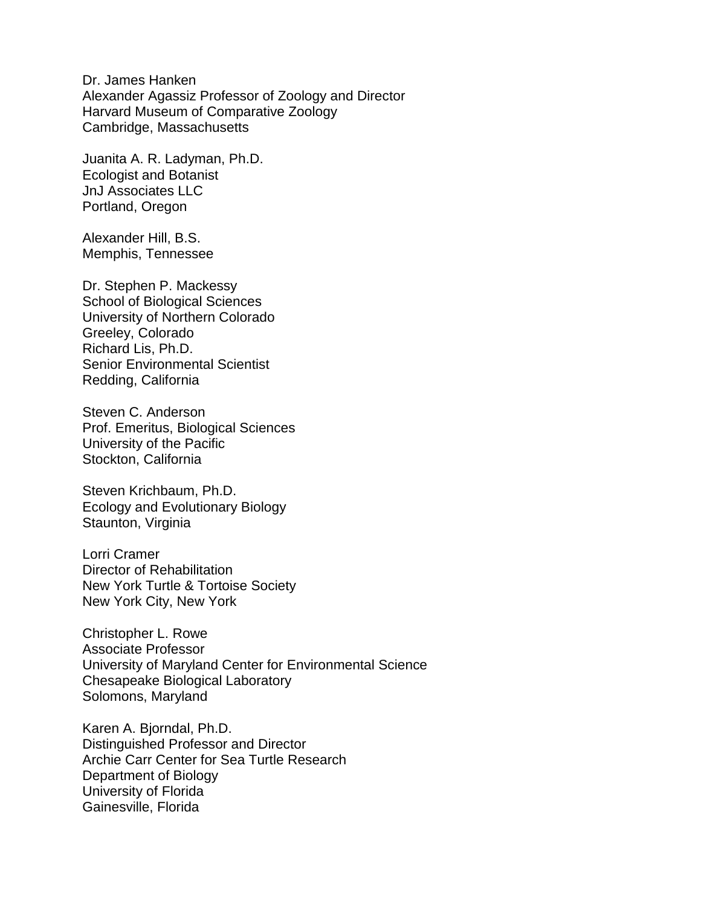Dr. James Hanken
Alexander Agassiz Professor of Zoology and Director
Harvard Museum of Comparative Zoology
Cambridge, Massachusetts

Juanita A. R. Ladyman, Ph.D.
Ecologist and Botanist
JnJ Associates LLC
Portland, Oregon

Alexander Hill, B.S.
Memphis, Tennessee

Dr. Stephen P. Mackessy
School of Biological Sciences
University of Northern Colorado
Greeley, Colorado
Richard Lis, Ph.D.
Senior Environmental Scientist
Redding, California

Steven C. Anderson
Prof. Emeritus, Biological Sciences
University of the Pacific
Stockton, California

Steven Krichbaum, Ph.D.
Ecology and Evolutionary Biology
Staunton, Virginia

Lorri Cramer
Director of Rehabilitation
New York Turtle & Tortoise Society
New York City, New York

Christopher L. Rowe
Associate Professor
University of Maryland Center for Environmental Science
Chesapeake Biological Laboratory
Solomons, Maryland

Karen A. Bjorndal, Ph.D.
Distinguished Professor and Director
Archie Carr Center for Sea Turtle Research
Department of Biology
University of Florida
Gainesville, Florida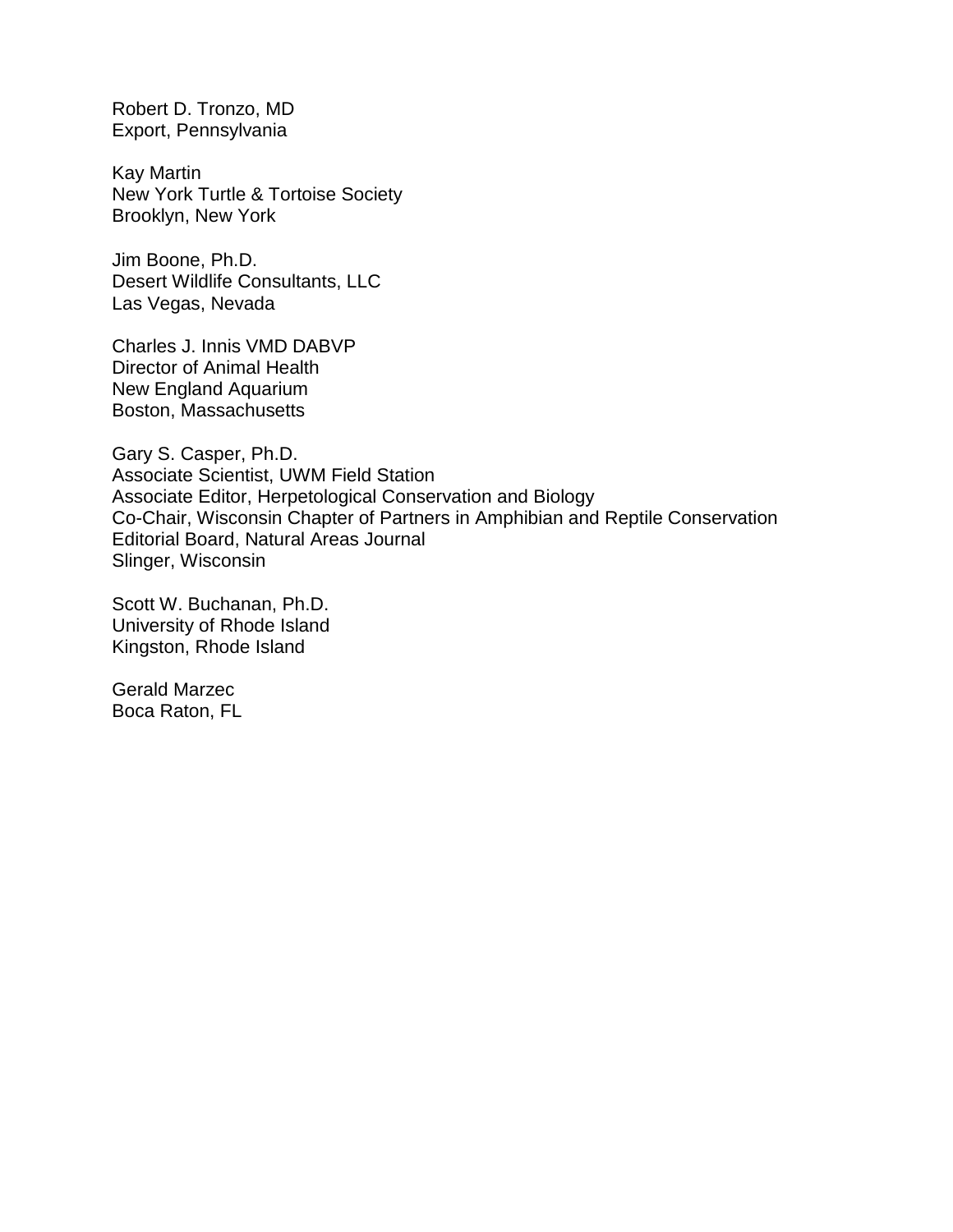Robert D. Tronzo, MD
Export, Pennsylvania

Kay Martin
New York Turtle & Tortoise Society
Brooklyn, New York

Jim Boone, Ph.D.
Desert Wildlife Consultants, LLC
Las Vegas, Nevada

Charles J. Innis VMD DABVP
Director of Animal Health
New England Aquarium
Boston, Massachusetts

Gary S. Casper, Ph.D.
Associate Scientist, UWM Field Station
Associate Editor, Herpetological Conservation and Biology
Co-Chair, Wisconsin Chapter of Partners in Amphibian and Reptile Conservation
Editorial Board, Natural Areas Journal
Slinger, Wisconsin

Scott W. Buchanan, Ph.D.
University of Rhode Island
Kingston, Rhode Island

Gerald Marzec
Boca Raton, FL